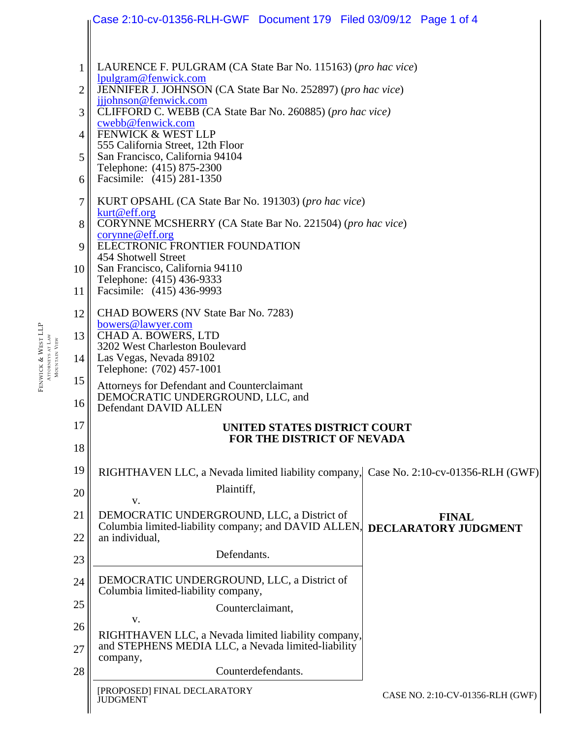LAURENCE F. PULGRAM (CA State Bar No. 115163) (*pro hac vice*)
lpulgram@fenwick.com
JENNIFER J. JOHNSON (CA State Bar No. 252897) (*pro hac vice*)
jjjohnson@fenwick.com
CLIFFORD C. WEBB (CA State Bar No. 260885) (*pro hac vice)*
cwebb@fenwick.com
FENWICK & WEST LLP
555 California Street, 12th Floor
San Francisco, California 94104
Telephone: (415) 875-2300
Facsimile: (415) 281-1350

KURT OPSAHL (CA State Bar No. 191303) (*pro hac vice*)
kurt@eff.org
CORYNNE MCSHERRY (CA State Bar No. 221504) (*pro hac vice*)
corynne@eff.org
ELECTRONIC FRONTIER FOUNDATION
454 Shotwell Street
San Francisco, California 94110
Telephone: (415) 436-9333
Facsimile: (415) 436-9993

CHAD BOWERS (NV State Bar No. 7283)
bowers@lawyer.com
CHAD A. BOWERS, LTD
3202 West Charleston Boulevard
Las Vegas, Nevada 89102
Telephone: (702) 457-1001

Attorneys for Defendant and Counterclaimant
DEMOCRATIC UNDERGROUND, LLC, and
Defendant DAVID ALLEN

**UNITED STATES DISTRICT COURT**
**FOR THE DISTRICT OF NEVADA**

| | |
|---|---|
| RIGHTHAVEN LLC, a Nevada limited liability company,<br><br>Plaintiff,<br><br>v.<br><br>DEMOCRATIC UNDERGROUND, LLC, a District of Columbia limited-liability company; and DAVID ALLEN, an individual,<br><br>Defendants. | Case No. 2:10-cv-01356-RLH (GWF)<br><br>**FINAL DECLARATORY JUDGMENT** |
| DEMOCRATIC UNDERGROUND, LLC, a District of Columbia limited-liability company,<br><br>Counterclaimant,<br><br>v.<br><br>RIGHTHAVEN LLC, a Nevada limited liability company, and STEPHENS MEDIA LLC, a Nevada limited-liability company,<br><br>Counterdefendants. | |

[PROPOSED] FINAL DECLARATORY JUDGMENT — CASE NO. 2:10-CV-01356-RLH (GWF)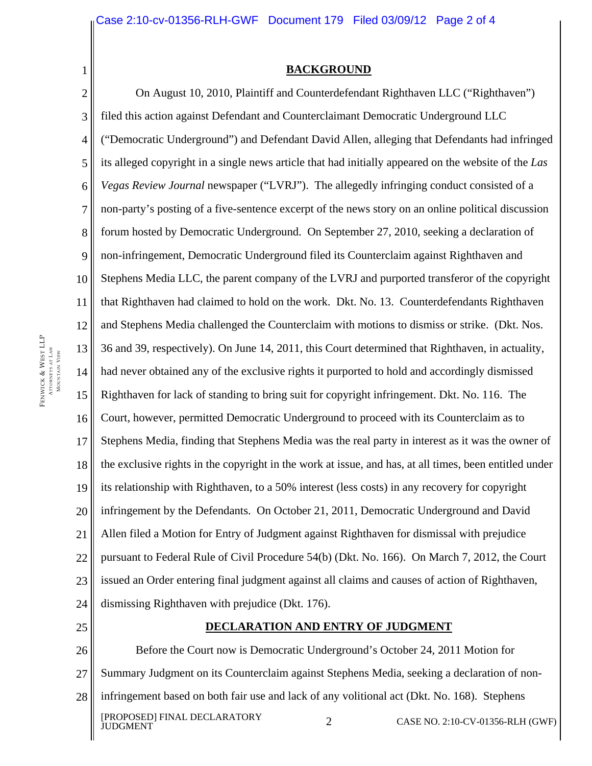## BACKGROUND

On August 10, 2010, Plaintiff and Counterdefendant Righthaven LLC ("Righthaven") filed this action against Defendant and Counterclaimant Democratic Underground LLC ("Democratic Underground") and Defendant David Allen, alleging that Defendants had infringed its alleged copyright in a single news article that had initially appeared on the website of the *Las Vegas Review Journal* newspaper ("LVRJ"). The allegedly infringing conduct consisted of a non-party's posting of a five-sentence excerpt of the news story on an online political discussion forum hosted by Democratic Underground. On September 27, 2010, seeking a declaration of non-infringement, Democratic Underground filed its Counterclaim against Righthaven and Stephens Media LLC, the parent company of the LVRJ and purported transferor of the copyright that Righthaven had claimed to hold on the work. Dkt. No. 13. Counterdefendants Righthaven and Stephens Media challenged the Counterclaim with motions to dismiss or strike. (Dkt. Nos. 36 and 39, respectively). On June 14, 2011, this Court determined that Righthaven, in actuality, had never obtained any of the exclusive rights it purported to hold and accordingly dismissed Righthaven for lack of standing to bring suit for copyright infringement. Dkt. No. 116. The Court, however, permitted Democratic Underground to proceed with its Counterclaim as to Stephens Media, finding that Stephens Media was the real party in interest as it was the owner of the exclusive rights in the copyright in the work at issue, and has, at all times, been entitled under its relationship with Righthaven, to a 50% interest (less costs) in any recovery for copyright infringement by the Defendants. On October 21, 2011, Democratic Underground and David Allen filed a Motion for Entry of Judgment against Righthaven for dismissal with prejudice pursuant to Federal Rule of Civil Procedure 54(b) (Dkt. No. 166). On March 7, 2012, the Court issued an Order entering final judgment against all claims and causes of action of Righthaven, dismissing Righthaven with prejudice (Dkt. 176).

## DECLARATION AND ENTRY OF JUDGMENT

Before the Court now is Democratic Underground's October 24, 2011 Motion for Summary Judgment on its Counterclaim against Stephens Media, seeking a declaration of non-infringement based on both fair use and lack of any volitional act (Dkt. No. 168). Stephens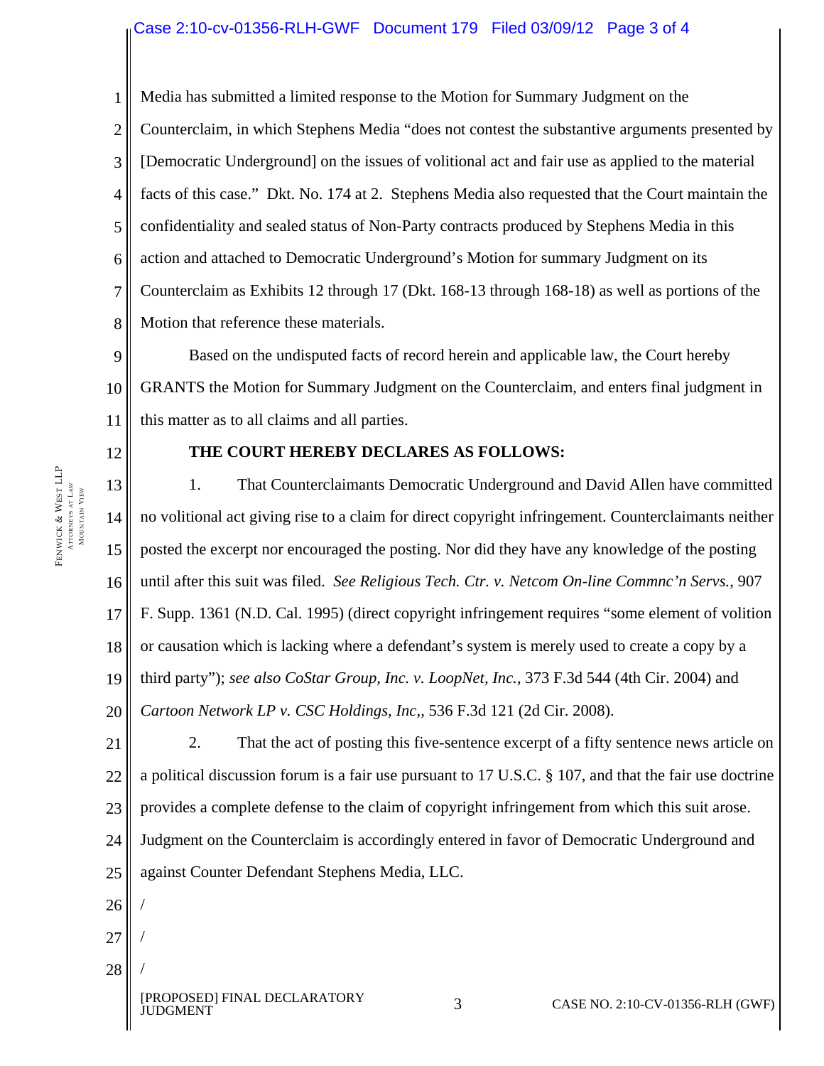Media has submitted a limited response to the Motion for Summary Judgment on the Counterclaim, in which Stephens Media "does not contest the substantive arguments presented by [Democratic Underground] on the issues of volitional act and fair use as applied to the material facts of this case." Dkt. No. 174 at 2. Stephens Media also requested that the Court maintain the confidentiality and sealed status of Non-Party contracts produced by Stephens Media in this action and attached to Democratic Underground's Motion for summary Judgment on its Counterclaim as Exhibits 12 through 17 (Dkt. 168-13 through 168-18) as well as portions of the Motion that reference these materials.

Based on the undisputed facts of record herein and applicable law, the Court hereby GRANTS the Motion for Summary Judgment on the Counterclaim, and enters final judgment in this matter as to all claims and all parties.

**THE COURT HEREBY DECLARES AS FOLLOWS:**

1. That Counterclaimants Democratic Underground and David Allen have committed no volitional act giving rise to a claim for direct copyright infringement. Counterclaimants neither posted the excerpt nor encouraged the posting. Nor did they have any knowledge of the posting until after this suit was filed. *See Religious Tech. Ctr. v. Netcom On-line Commnc'n Servs.*, 907 F. Supp. 1361 (N.D. Cal. 1995) (direct copyright infringement requires "some element of volition or causation which is lacking where a defendant's system is merely used to create a copy by a third party"); *see also CoStar Group, Inc. v. LoopNet, Inc.*, 373 F.3d 544 (4th Cir. 2004) and *Cartoon Network LP v. CSC Holdings, Inc*,, 536 F.3d 121 (2d Cir. 2008).

2. That the act of posting this five-sentence excerpt of a fifty sentence news article on a political discussion forum is a fair use pursuant to 17 U.S.C. § 107, and that the fair use doctrine provides a complete defense to the claim of copyright infringement from which this suit arose. Judgment on the Counterclaim is accordingly entered in favor of Democratic Underground and against Counter Defendant Stephens Media, LLC.

/

/

/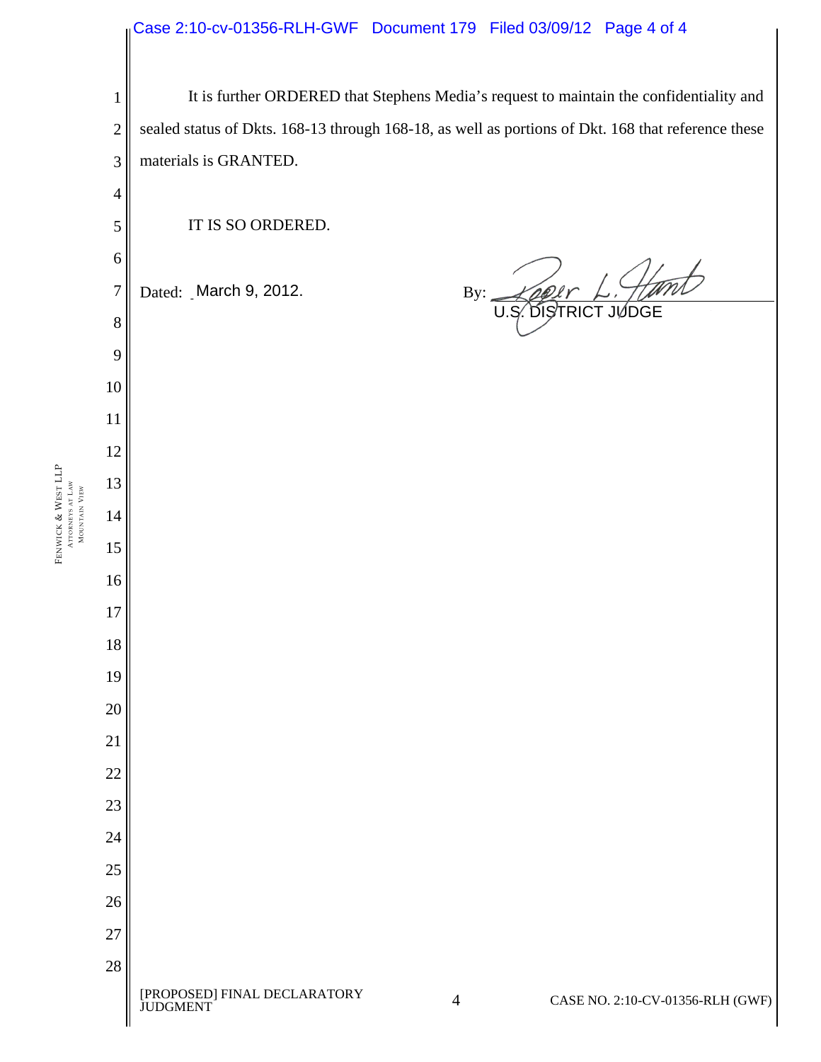It is further ORDERED that Stephens Media's request to maintain the confidentiality and sealed status of Dkts. 168-13 through 168-18, as well as portions of Dkt. 168 that reference these materials is GRANTED.

IT IS SO ORDERED.

Dated: March 9, 2012.

By: ______________________
U.S. DISTRICT JUDGE